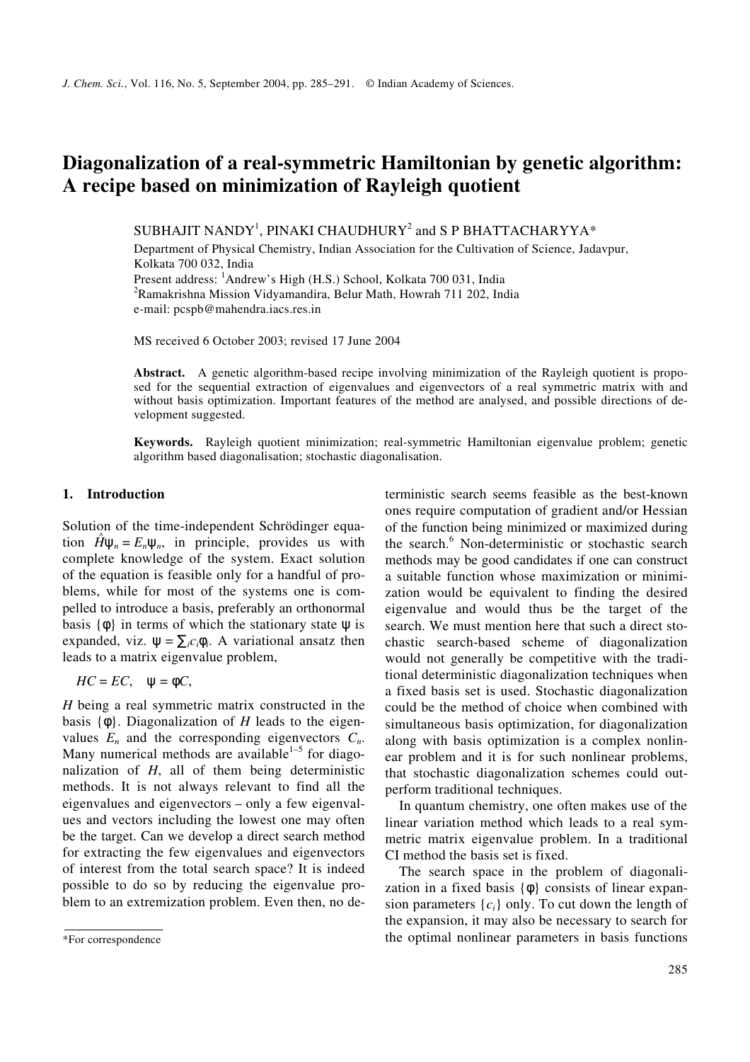# Diagonalization of a real-symmetric Hamiltonian by genetic algorithm: A recipe based on minimization of Rayleigh quotient

SUBHAJIT NANDY[1], PINAKI CHAUDHURY[2] and S P BHATTACHARYYA*

Department of Physical Chemistry, Indian Association for the Cultivation of Science, Jadavpur, Kolkata 700 032, India

Present address: [1]Andrew's High (H.S.) School, Kolkata 700 031, India

[2]Ramakrishna Mission Vidyamandira, Belur Math, Howrah 711 202, India

e-mail: pcspb@mahendra.iacs.res.in

MS received 6 October 2003; revised 17 June 2004

**Abstract.** A genetic algorithm-based recipe involving minimization of the Rayleigh quotient is proposed for the sequential extraction of eigenvalues and eigenvectors of a real symmetric matrix with and without basis optimization. Important features of the method are analysed, and possible directions of development suggested.

**Keywords.** Rayleigh quotient minimization; real-symmetric Hamiltonian eigenvalue problem; genetic algorithm based diagonalisation; stochastic diagonalisation.

## 1. Introduction

Solution of the time-independent Schrödinger equation $\hat{H}\psi_n = E_n\psi_n$, in principle, provides us with complete knowledge of the system. Exact solution of the equation is feasible only for a handful of problems, while for most of the systems one is compelled to introduce a basis, preferably an orthonormal basis $\{\phi\}$ in terms of which the stationary state $\psi$ is expanded, viz. $\psi = \sum_i c_i\phi_i$. A variational ansatz then leads to a matrix eigenvalue problem,

$$HC = EC, \quad \psi = \phi C,$$

$H$ being a real symmetric matrix constructed in the basis $\{\phi\}$. Diagonalization of $H$ leads to the eigenvalues $E_n$ and the corresponding eigenvectors $C_n$. Many numerical methods are available[1–5] for diagonalization of $H$, all of them being deterministic methods. It is not always relevant to find all the eigenvalues and eigenvectors – only a few eigenvalues and vectors including the lowest one may often be the target. Can we develop a direct search method for extracting the few eigenvalues and eigenvectors of interest from the total search space? It is indeed possible to do so by reducing the eigenvalue problem to an extremization problem. Even then, no deterministic search seems feasible as the best-known ones require computation of gradient and/or Hessian of the function being minimized or maximized during the search.[6] Non-deterministic or stochastic search methods may be good candidates if one can construct a suitable function whose maximization or minimization would be equivalent to finding the desired eigenvalue and would thus be the target of the search. We must mention here that such a direct stochastic search-based scheme of diagonalization would not generally be competitive with the traditional deterministic diagonalization techniques when a fixed basis set is used. Stochastic diagonalization could be the method of choice when combined with simultaneous basis optimization, for diagonalization along with basis optimization is a complex nonlinear problem and it is for such nonlinear problems, that stochastic diagonalization schemes could outperform traditional techniques.

In quantum chemistry, one often makes use of the linear variation method which leads to a real symmetric matrix eigenvalue problem. In a traditional CI method the basis set is fixed.

The search space in the problem of diagonalization in a fixed basis $\{\phi\}$ consists of linear expansion parameters $\{c_i\}$ only. To cut down the length of the expansion, it may also be necessary to search for the optimal nonlinear parameters in basis functions

*For correspondence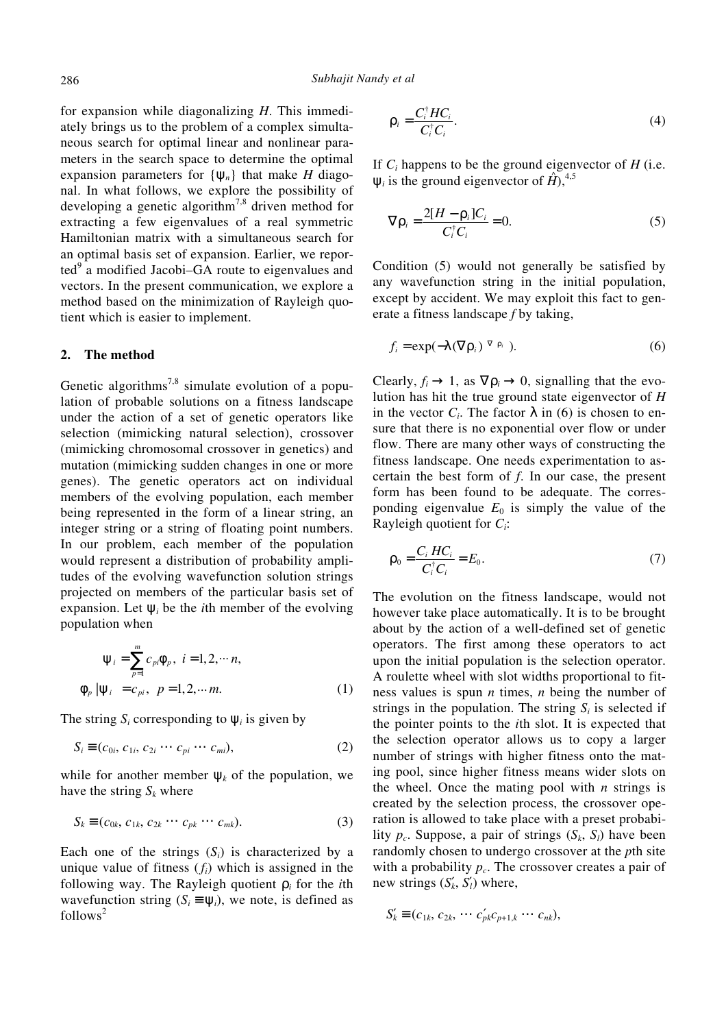for expansion while diagonalizing $H$. This immediately brings us to the problem of a complex simultaneous search for optimal linear and nonlinear parameters in the search space to determine the optimal expansion parameters for $\{\psi_n\}$ that make $H$ diagonal. In what follows, we explore the possibility of developing a genetic algorithm[7,8] driven method for extracting a few eigenvalues of a real symmetric Hamiltonian matrix with a simultaneous search for an optimal basis set of expansion. Earlier, we reported[9] a modified Jacobi–GA route to eigenvalues and vectors. In the present communication, we explore a method based on the minimization of Rayleigh quotient which is easier to implement.

## 2. The method

Genetic algorithms[7,8] simulate evolution of a population of probable solutions on a fitness landscape under the action of a set of genetic operators like selection (mimicking natural selection), crossover (mimicking chromosomal crossover in genetics) and mutation (mimicking sudden changes in one or more genes). The genetic operators act on individual members of the evolving population, each member being represented in the form of a linear string, an integer string or a string of floating point numbers. In our problem, each member of the population would represent a distribution of probability amplitudes of the evolving wavefunction solution strings projected on members of the particular basis set of expansion. Let $\psi_i$ be the $i$th member of the evolving population when

$$\psi_i = \sum_{p=1}^{m} c_{pi}\phi_p, \; i = 1, 2, \cdots n,$$

$$\langle \phi_p | \psi_i \rangle = c_{pi}, \; p = 1, 2, \cdots m. \tag{1}$$

The string $S_i$ corresponding to $\psi_i$ is given by

$$S_i \equiv (c_{0i}, c_{1i}, c_{2i} \cdots c_{pi} \cdots c_{mi}), \tag{2}$$

while for another member $\psi_k$ of the population, we have the string $S_k$ where

$$S_k \equiv (c_{0k}, c_{1k}, c_{2k} \cdots c_{pk} \cdots c_{mk}). \tag{3}$$

Each one of the strings ($S_i$) is characterized by a unique value of fitness ($f_i$) which is assigned in the following way. The Rayleigh quotient $\rho_i$ for the $i$th wavefunction string ($S_i \equiv \psi_i$), we note, is defined as follows[2]

$$\rho_i = \frac{C_i^\dagger H C_i}{C_i^\dagger C_i}. \tag{4}$$

If $C_i$ happens to be the ground eigenvector of $H$ (i.e. $\psi_i$ is the ground eigenvector of $\hat{H}$),[4,5]

$$\nabla \rho_i = \frac{2[H - \rho_i]C_i}{C_i^\dagger C_i} = 0. \tag{5}$$

Condition (5) would not generally be satisfied by any wavefunction string in the initial population, except by accident. We may exploit this fact to generate a fitness landscape $f$ by taking,

$$f_i = \exp(-\lambda (\nabla \rho_i)^{\nabla \rho_i}). \tag{6}$$

Clearly, $f_i \to 1$, as $\nabla \rho_i \to 0$, signalling that the evolution has hit the true ground state eigenvector of $H$ in the vector $C_i$. The factor $\lambda$ in (6) is chosen to ensure that there is no exponential over flow or under flow. There are many other ways of constructing the fitness landscape. One needs experimentation to ascertain the best form of $f$. In our case, the present form has been found to be adequate. The corresponding eigenvalue $E_0$ is simply the value of the Rayleigh quotient for $C_i$:

$$\rho_0 = \frac{C_i HC_i}{C_i^\dagger C_i} = E_0. \tag{7}$$

The evolution on the fitness landscape, would not however take place automatically. It is to be brought about by the action of a well-defined set of genetic operators. The first among these operators to act upon the initial population is the selection operator. A roulette wheel with slot widths proportional to fitness values is spun $n$ times, $n$ being the number of strings in the population. The string $S_i$ is selected if the pointer points to the $i$th slot. It is expected that the selection operator allows us to copy a larger number of strings with higher fitness onto the mating pool, since higher fitness means wider slots on the wheel. Once the mating pool with $n$ strings is created by the selection process, the crossover operation is allowed to take place with a preset probability $p_c$. Suppose, a pair of strings ($S_k$, $S_l$) have been randomly chosen to undergo crossover at the $p$th site with a probability $p_c$. The crossover creates a pair of new strings ($S'_k$, $S'_l$) where,

$$S'_k \equiv (c_{1k}, c_{2k}, \cdots c'_{pk} c_{p+1,k} \cdots c_{nk}),$$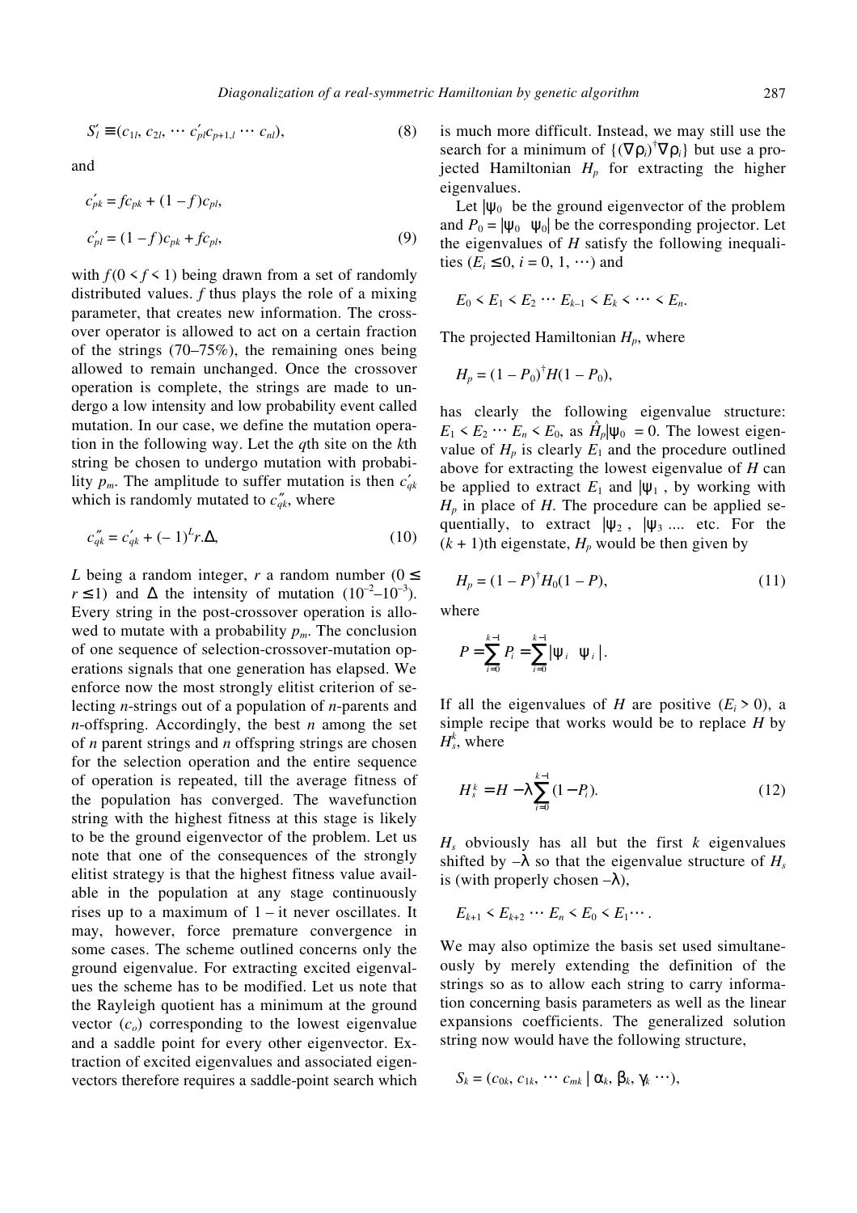$$S_l' \equiv (c_{1l}, c_{2l}, \cdots c_{pl}' c_{p+1,l} \cdots c_{nl}), \tag{8}$$

and

$$c_{pk}' = f c_{pk} + (1-f) c_{pl},$$

$$c_{pl}' = (1-f) c_{pk} + f c_{pl}, \tag{9}$$

with $f (0 < f < 1)$ being drawn from a set of randomly distributed values. $f$ thus plays the role of a mixing parameter, that creates new information. The crossover operator is allowed to act on a certain fraction of the strings (70–75%), the remaining ones being allowed to remain unchanged. Once the crossover operation is complete, the strings are made to undergo a low intensity and low probability event called mutation. In our case, we define the mutation operation in the following way. Let the $q$th site on the $k$th string be chosen to undergo mutation with probability $p_m$. The amplitude to suffer mutation is then $c_{qk}'$ which is randomly mutated to $c_{qk}''$, where

$$c_{qk}'' = c_{qk}' + (-1)^L r.\Delta, \tag{10}$$

$L$ being a random integer, $r$ a random number ($0 \leq r \leq 1$) and $\Delta$ the intensity of mutation ($10^{-2}$–$10^{-3}$). Every string in the post-crossover operation is allowed to mutate with a probability $p_m$. The conclusion of one sequence of selection-crossover-mutation operations signals that one generation has elapsed. We enforce now the most strongly elitist criterion of selecting $n$-strings out of a population of $n$-parents and $n$-offspring. Accordingly, the best $n$ among the set of $n$ parent strings and $n$ offspring strings are chosen for the selection operation and the entire sequence of operation is repeated, till the average fitness of the population has converged. The wavefunction string with the highest fitness at this stage is likely to be the ground eigenvector of the problem. Let us note that one of the consequences of the strongly elitist strategy is that the highest fitness value available in the population at any stage continuously rises up to a maximum of 1 – it never oscillates. It may, however, force premature convergence in some cases. The scheme outlined concerns only the ground eigenvalue. For extracting excited eigenvalues the scheme has to be modified. Let us note that the Rayleigh quotient has a minimum at the ground vector ($c_o$) corresponding to the lowest eigenvalue and a saddle point for every other eigenvector. Extraction of excited eigenvalues and associated eigenvectors therefore requires a saddle-point search which is much more difficult. Instead, we may still use the search for a minimum of $\{(\nabla \rho_i)^\dagger \nabla \rho_i\}$ but use a projected Hamiltonian $H_p$ for extracting the higher eigenvalues.

Let $|\psi_0\rangle$ be the ground eigenvector of the problem and $P_0 = |\psi_0\rangle\langle\psi_0|$ be the corresponding projector. Let the eigenvalues of $H$ satisfy the following inequalities ($E_i \leq 0$, $i = 0, 1, \cdots$) and

$$E_0 < E_1 < E_2 \cdots E_{k-1} < E_k < \cdots < E_n.$$

The projected Hamiltonian $H_p$, where

$$H_p = (1-P_0)^\dagger H (1-P_0),$$

has clearly the following eigenvalue structure: $E_1 < E_2 \cdots E_n < E_0$, as $\hat{H}_p|\psi_0\rangle = 0$. The lowest eigenvalue of $H_p$ is clearly $E_1$ and the procedure outlined above for extracting the lowest eigenvalue of $H$ can be applied to extract $E_1$ and $|\psi_1\rangle$, by working with $H_p$ in place of $H$. The procedure can be applied sequentially, to extract $|\psi_2\rangle$, $|\psi_3\rangle$ .... etc. For the $(k+1)$th eigenstate, $H_p$ would be then given by

$$H_p = (1-P)^\dagger H_0 (1-P), \tag{11}$$

where

$$P = \sum_{i=0}^{k-1} P_i = \sum_{i=0}^{k-1} |\psi_i\rangle\langle\psi_i|.$$

If all the eigenvalues of $H$ are positive ($E_i > 0$), a simple recipe that works would be to replace $H$ by $H_s^k$, where

$$H_s^k = H - \lambda \sum_{i=0}^{k-1} (1-P_i). \tag{12}$$

$H_s$ obviously has all but the first $k$ eigenvalues shifted by $-\lambda$ so that the eigenvalue structure of $H_s$ is (with properly chosen $-\lambda$),

$$E_{k+1} < E_{k+2} \cdots E_n < E_0 < E_1 \cdots.$$

We may also optimize the basis set used simultaneously by merely extending the definition of the strings so as to allow each string to carry information concerning basis parameters as well as the linear expansions coefficients. The generalized solution string now would have the following structure,

$$S_k = (c_{0k}, c_{1k}, \cdots c_{mk} \mid \alpha_k, \beta_k, \gamma_k \cdots),$$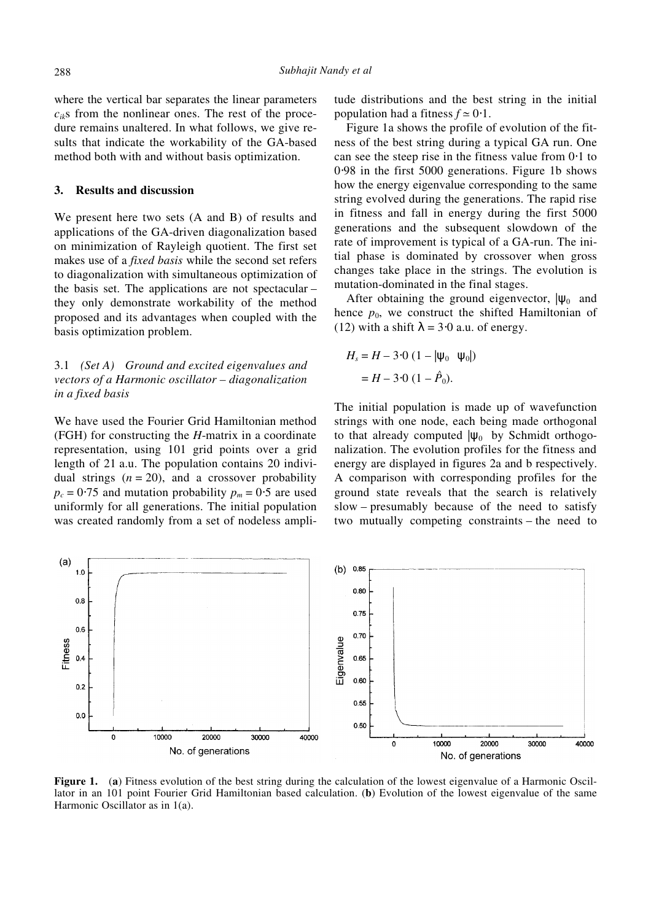where the vertical bar separates the linear parameters $c_{ik}$s from the nonlinear ones. The rest of the procedure remains unaltered. In what follows, we give results that indicate the workability of the GA-based method both with and without basis optimization.

## 3. Results and discussion

We present here two sets (A and B) of results and applications of the GA-driven diagonalization based on minimization of Rayleigh quotient. The first set makes use of a *fixed basis* while the second set refers to diagonalization with simultaneous optimization of the basis set. The applications are not spectacular – they only demonstrate workability of the method proposed and its advantages when coupled with the basis optimization problem.

### 3.1 *(Set A) Ground and excited eigenvalues and vectors of a Harmonic oscillator – diagonalization in a fixed basis*

We have used the Fourier Grid Hamiltonian method (FGH) for constructing the *H*-matrix in a coordinate representation, using 101 grid points over a grid length of 21 a.u. The population contains 20 individual strings ($n = 20$), and a crossover probability $p_c = 0{\cdot}75$ and mutation probability $p_m = 0{\cdot}5$ are used uniformly for all generations. The initial population was created randomly from a set of nodeless amplitude distributions and the best string in the initial population had a fitness $f \simeq 0{\cdot}1$.

Figure 1a shows the profile of evolution of the fitness of the best string during a typical GA run. One can see the steep rise in the fitness value from 0·1 to 0·98 in the first 5000 generations. Figure 1b shows how the energy eigenvalue corresponding to the same string evolved during the generations. The rapid rise in fitness and fall in energy during the first 5000 generations and the subsequent slowdown of the rate of improvement is typical of a GA-run. The initial phase is dominated by crossover when gross changes take place in the strings. The evolution is mutation-dominated in the final stages.

After obtaining the ground eigenvector, $|\psi_0\rangle$ and hence $p_0$, we construct the shifted Hamiltonian of (12) with a shift $\lambda = 3{\cdot}0$ a.u. of energy.

$$
\begin{aligned}
H_s &= H - 3{\cdot}0\,(1 - |\psi_0\rangle\langle\psi_0|) \\
&= H - 3{\cdot}0\,(1 - \hat{P}_0).
\end{aligned}
$$

The initial population is made up of wavefunction strings with one node, each being made orthogonal to that already computed $|\psi_0\rangle$ by Schmidt orthogonalization. The evolution profiles for the fitness and energy are displayed in figures 2a and b respectively. A comparison with corresponding profiles for the ground state reveals that the search is relatively slow – presumably because of the need to satisfy two mutually competing constraints – the need to

**Figure 1.** (**a**) Fitness evolution of the best string during the calculation of the lowest eigenvalue of a Harmonic Oscillator in an 101 point Fourier Grid Hamiltonian based calculation. (**b**) Evolution of the lowest eigenvalue of the same Harmonic Oscillator as in 1(a).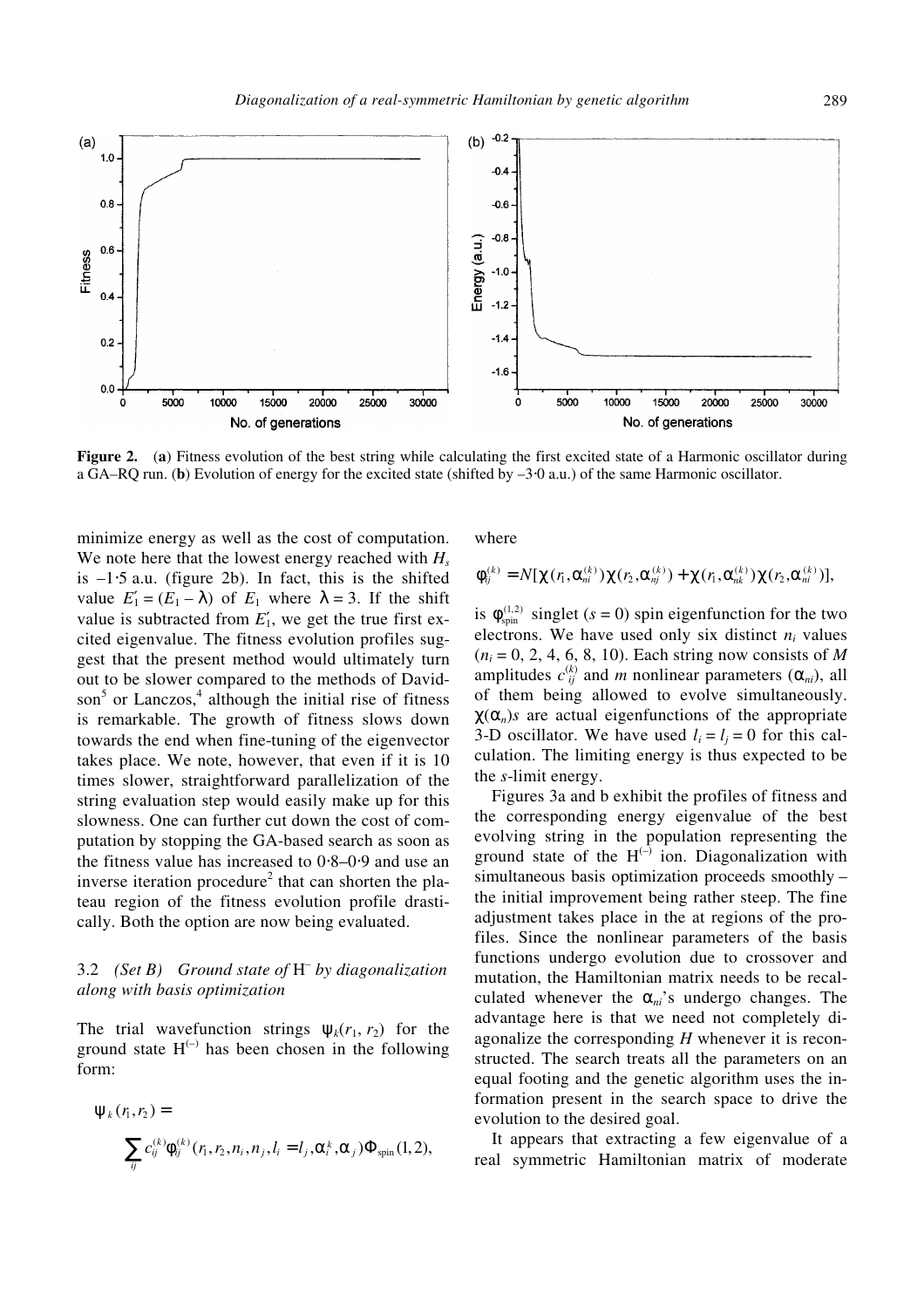**Figure 2.** (**a**) Fitness evolution of the best string while calculating the first excited state of a Harmonic oscillator during a GA–RQ run. (**b**) Evolution of energy for the excited state (shifted by –3·0 a.u.) of the same Harmonic oscillator.

minimize energy as well as the cost of computation. We note here that the lowest energy reached with $H_s$ is –1·5 a.u. (figure 2b). In fact, this is the shifted value $E_1' = (E_1 - \lambda)$ of $E_1$ where $\lambda = 3$. If the shift value is subtracted from $E_1'$, we get the true first excited eigenvalue. The fitness evolution profiles suggest that the present method would ultimately turn out to be slower compared to the methods of Davidson[5] or Lanczos,[4] although the initial rise of fitness is remarkable. The growth of fitness slows down towards the end when fine-tuning of the eigenvector takes place. We note, however, that even if it is 10 times slower, straightforward parallelization of the string evaluation step would easily make up for this slowness. One can further cut down the cost of computation by stopping the GA-based search as soon as the fitness value has increased to 0·8–0·9 and use an inverse iteration procedure[2] that can shorten the plateau region of the fitness evolution profile drastically. Both the option are now being evaluated.

### 3.2 *(Set B)* *Ground state of* $H^-$ *by diagonalization along with basis optimization*

The trial wavefunction strings $\psi_k(r_1, r_2)$ for the ground state $H^{(-)}$ has been chosen in the following form:

$$\psi_k(r_1, r_2) = \sum_{ij} c_{ij}^{(k)} \phi_{ij}^{(k)}(r_1, r_2, n_i, n_j, l_i = l_j, \alpha_i^k, \alpha_j) \Phi_{\text{spin}}(1,2),$$

where

$$\phi_{ij}^{(k)} = N[\chi(r_1, \alpha_{ni}^{(k)})\chi(r_2, \alpha_{nj}^{(k)}) + \chi(r_1, \alpha_{nk}^{(k)})\chi(r_2, \alpha_{ni}^{(k)})],$$

is $\phi_{\text{spin}}^{(1,2)}$ singlet ($s = 0$) spin eigenfunction for the two electrons. We have used only six distinct $n_i$ values ($n_i = 0, 2, 4, 6, 8, 10$). Each string now consists of $M$ amplitudes $c_{ij}^{(k)}$ and $m$ nonlinear parameters ($\alpha_{ni}$), all of them being allowed to evolve simultaneously. $\chi(\alpha_n)s$ are actual eigenfunctions of the appropriate 3-D oscillator. We have used $l_i = l_j = 0$ for this calculation. The limiting energy is thus expected to be the *s*-limit energy.

Figures 3a and b exhibit the profiles of fitness and the corresponding energy eigenvalue of the best evolving string in the population representing the ground state of the $H^{(-)}$ ion. Diagonalization with simultaneous basis optimization proceeds smoothly – the initial improvement being rather steep. The fine adjustment takes place in the at regions of the profiles. Since the nonlinear parameters of the basis functions undergo evolution due to crossover and mutation, the Hamiltonian matrix needs to be recalculated whenever the $\alpha_{ni}$'s undergo changes. The advantage here is that we need not completely diagonalize the corresponding $H$ whenever it is reconstructed. The search treats all the parameters on an equal footing and the genetic algorithm uses the information present in the search space to drive the evolution to the desired goal.

It appears that extracting a few eigenvalue of a real symmetric Hamiltonian matrix of moderate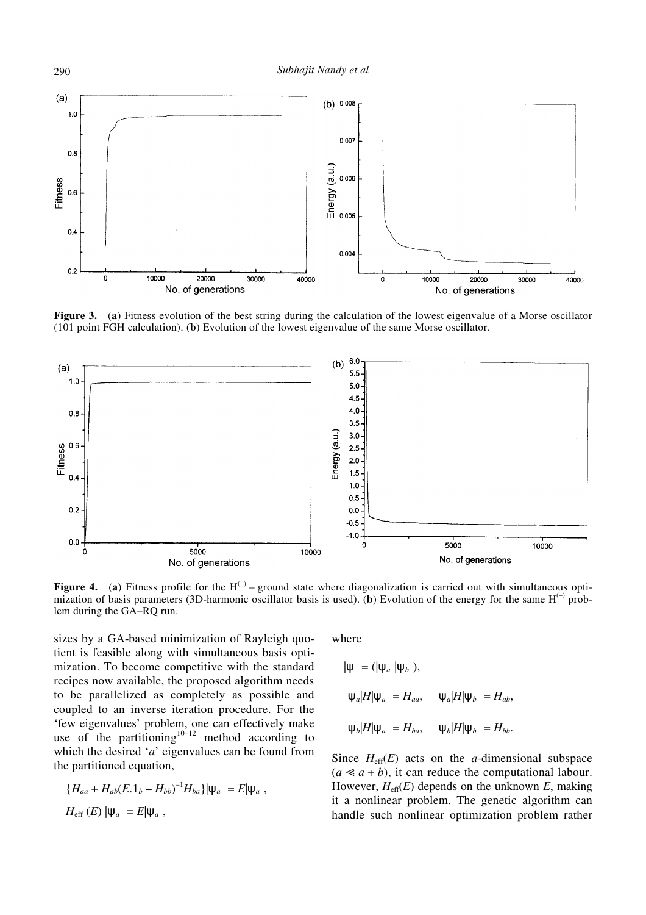**Figure 3.** (**a**) Fitness evolution of the best string during the calculation of the lowest eigenvalue of a Morse oscillator (101 point FGH calculation). (**b**) Evolution of the lowest eigenvalue of the same Morse oscillator.

**Figure 4.** (**a**) Fitness profile for the $H^{(-)}$ – ground state where diagonalization is carried out with simultaneous optimization of basis parameters (3D-harmonic oscillator basis is used). (**b**) Evolution of the energy for the same $H^{(-)}$ problem during the GA–RQ run.

sizes by a GA-based minimization of Rayleigh quotient is feasible along with simultaneous basis optimization. To become competitive with the standard recipes now available, the proposed algorithm needs to be parallelized as completely as possible and coupled to an inverse iteration procedure. For the 'few eigenvalues' problem, one can effectively make use of the partitioning[10–12] method according to which the desired '$a$' eigenvalues can be found from the partitioned equation,

$$\{H_{aa} + H_{ab}(E.1_b - H_{bb})^{-1}H_{ba}\}|\psi_a\rangle = E|\psi_a\rangle ,$$

$$H_{\text{eff}}(E)\,|\psi_a\rangle = E|\psi_a\rangle ,$$

where

$$|\psi\rangle = (|\psi_a\rangle\, |\psi_b\rangle ),$$

$$\langle\psi_a|H|\psi_a\rangle = H_{aa}, \quad \langle\psi_a|H|\psi_b\rangle = H_{ab},$$

$$\langle\psi_b|H|\psi_a\rangle = H_{ba}, \quad \langle\psi_b|H|\psi_b\rangle = H_{bb}.$$

Since $H_{\text{eff}}(E)$ acts on the $a$-dimensional subspace ($a \ll a + b$), it can reduce the computational labour. However, $H_{\text{eff}}(E)$ depends on the unknown $E$, making it a nonlinear problem. The genetic algorithm can handle such nonlinear optimization problem rather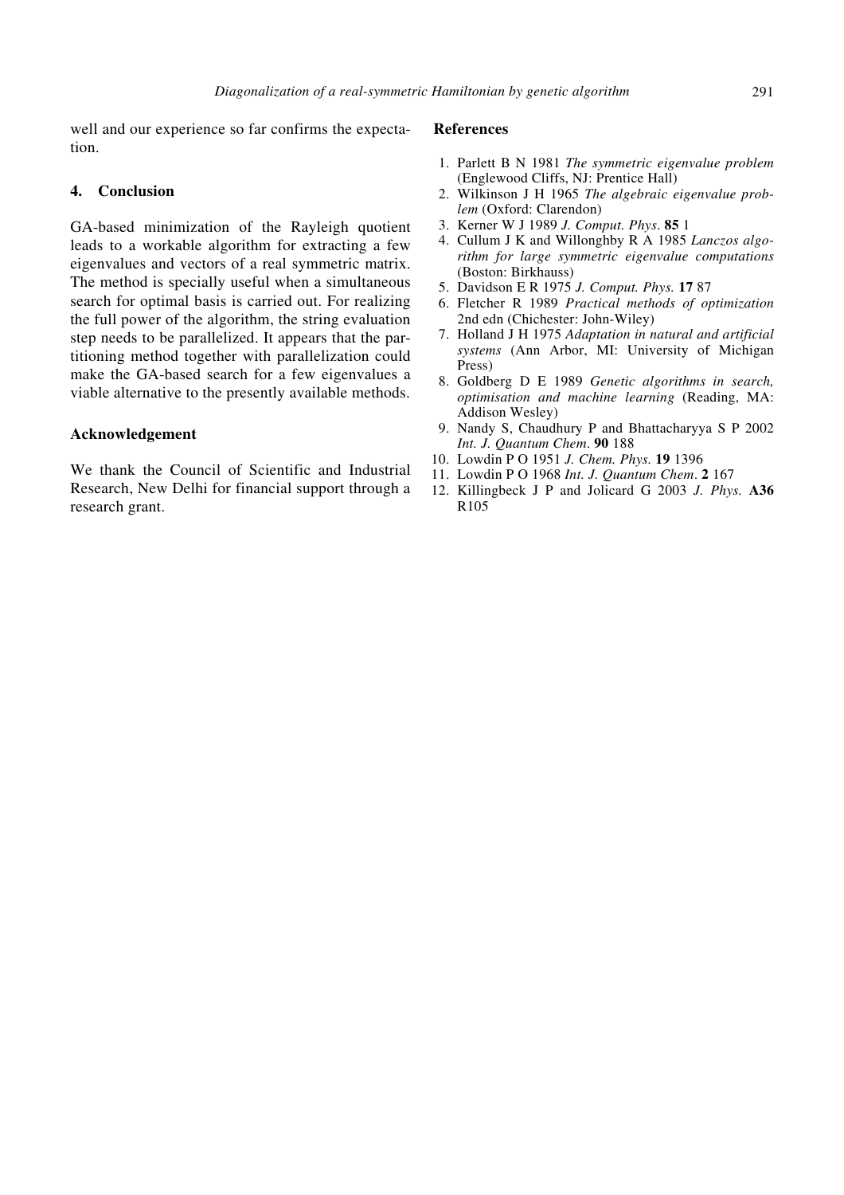well and our experience so far confirms the expectation.

## 4. Conclusion

GA-based minimization of the Rayleigh quotient leads to a workable algorithm for extracting a few eigenvalues and vectors of a real symmetric matrix. The method is specially useful when a simultaneous search for optimal basis is carried out. For realizing the full power of the algorithm, the string evaluation step needs to be parallelized. It appears that the partitioning method together with parallelization could make the GA-based search for a few eigenvalues a viable alternative to the presently available methods.

## Acknowledgement

We thank the Council of Scientific and Industrial Research, New Delhi for financial support through a research grant.

## References

1. Parlett B N 1981 *The symmetric eigenvalue problem* (Englewood Cliffs, NJ: Prentice Hall)
2. Wilkinson J H 1965 *The algebraic eigenvalue problem* (Oxford: Clarendon)
3. Kerner W J 1989 *J. Comput. Phys.* **85** 1
4. Cullum J K and Willonghby R A 1985 *Lanczos algorithm for large symmetric eigenvalue computations* (Boston: Birkhauss)
5. Davidson E R 1975 *J. Comput. Phys.* **17** 87
6. Fletcher R 1989 *Practical methods of optimization* 2nd edn (Chichester: John-Wiley)
7. Holland J H 1975 *Adaptation in natural and artificial systems* (Ann Arbor, MI: University of Michigan Press)
8. Goldberg D E 1989 *Genetic algorithms in search, optimisation and machine learning* (Reading, MA: Addison Wesley)
9. Nandy S, Chaudhury P and Bhattacharyya S P 2002 *Int. J. Quantum Chem.* **90** 188
10. Lowdin P O 1951 *J. Chem. Phys.* **19** 1396
11. Lowdin P O 1968 *Int. J. Quantum Chem.* **2** 167
12. Killingbeck J P and Jolicard G 2003 *J. Phys.* **A36** R105